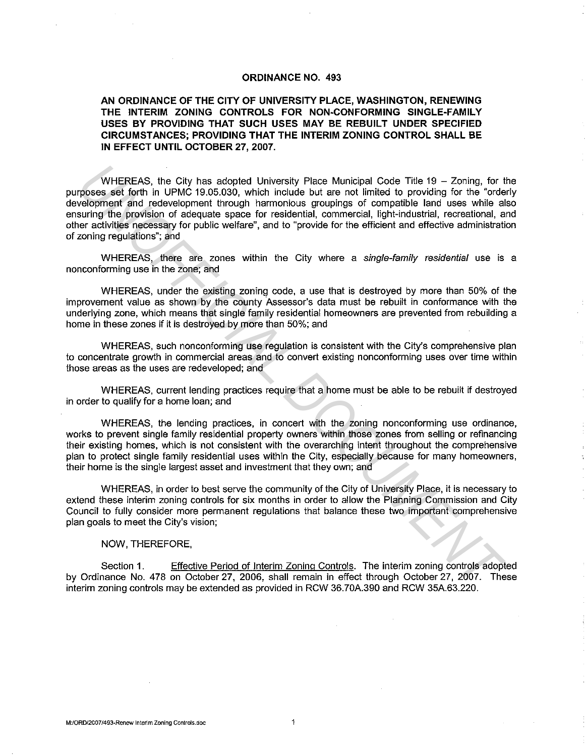# ORDINANCE NO. 493

## AN ORDINANCE OF THE CITY OF UNIVERSITY PLACE, WASHINGTON, RENEWING THE INTERIM ZONING CONTROLS FOR NON-CONFORMING SINGLE-FAMILY USES BY PROVIDING THAT SUCH USES MAY BE REBUILT UNDER SPECIFIED CIRCUMSTANCES; PROVIDING THAT THE INTERIM ZONING CONTROL SHALL BE IN EFFECT UNTIL OCTOBER 27, 2007.

WHEREAS, the City has adopted University Place Municipal Code Title 19 – Zoning, for the purposes set forth in UPMC 19.05.030, which include but are not limited to providing for the "orderly development and redevelopment through harmonious groupings of compatible land uses while also ensuring the provision of adequate space for residential, commercial, light-industrial, recreational, and other activities necessary for public welfare", and to "provide for the efficient and effective administration of zoning regulations"; and

WHEREAS, there are zones within the City where a *single-family residential* use is a nonconforming use in the zone; and

WHEREAS, under the existing zoning code, a use that is destroyed by more than 50% of the improvement value as shown by the county Assessor's data must be rebuilt in conformance with the underlying zone, which means that single family residential homeowners are prevented from rebuilding a home in these zones if it is destroyed by more than 50%; and

WHEREAS, such nonconforming use regulation is consistent with the City's comprehensive plan to concentrate growth in commercial areas and to convert existing nonconforming uses over time within those areas as the uses are redeveloped; and

WHEREAS, current lending practices require that a home must be able to be rebuilt if destroyed in order to qualify for a home loan; and

WHEREAS, the lending practices, in concert with the zoning nonconforming use ordinance, works to prevent single family residential property owners within those zones from selling or refinancing their existing homes, which is not consistent with the overarching intent throughout the comprehensive plan to protect single family residential uses within the City, especially because for many homeowners, their home is the single largest asset and investment that they own; and

WHEREAS, in order to best serve the community of the City of University Place, it is necessary to extend these interim zoning controls for six months in order to allow the Planning Commission and City Council to fully consider more permanent regulations that balance these two important comprehensive plan goals to meet the City's vision;

NOW, THEREFORE,

Section 1. Effective Period of Interim Zoning Controls. The interim zoning controls adopted by Ordinance No. 478 on October 27, 2006, shall remain in effect through October 27, 2007. These interim zoning controls may be extended as provided in RCW 36.70A.390 and RCW 35A.63.220.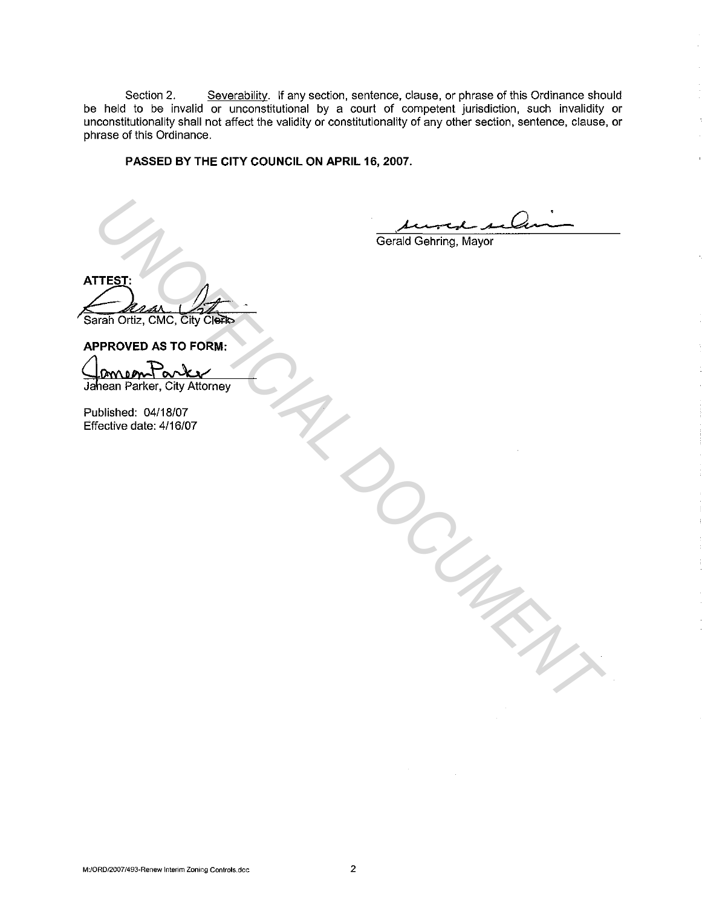Section 2. Severability. If any section, sentence, clause, or phrase of this Ordinance should be held to be invalid or unconstitutional by a court of competent jurisdiction, such invalidity or unconstitutionality shall not affect the validity or constitutionality of any other section, sentence, clause, or phrase of this Ordinance.

**PASSED BY THE CITY COUNCIL ON APRIL 16, 2007.**

Gerald Gehring, Mayor

**ATTEST:**

Sarah Ortiz, CMC, City Clerk

**APPROVED AS TO FORM:**

Janean Parker, City Attorney

Published: 04/18/07
Effective date: 4/16/07

UNOFFICIAL DOCUMENT

M:/ORD/2007/493-Renew Interim Zoning Controls.doc